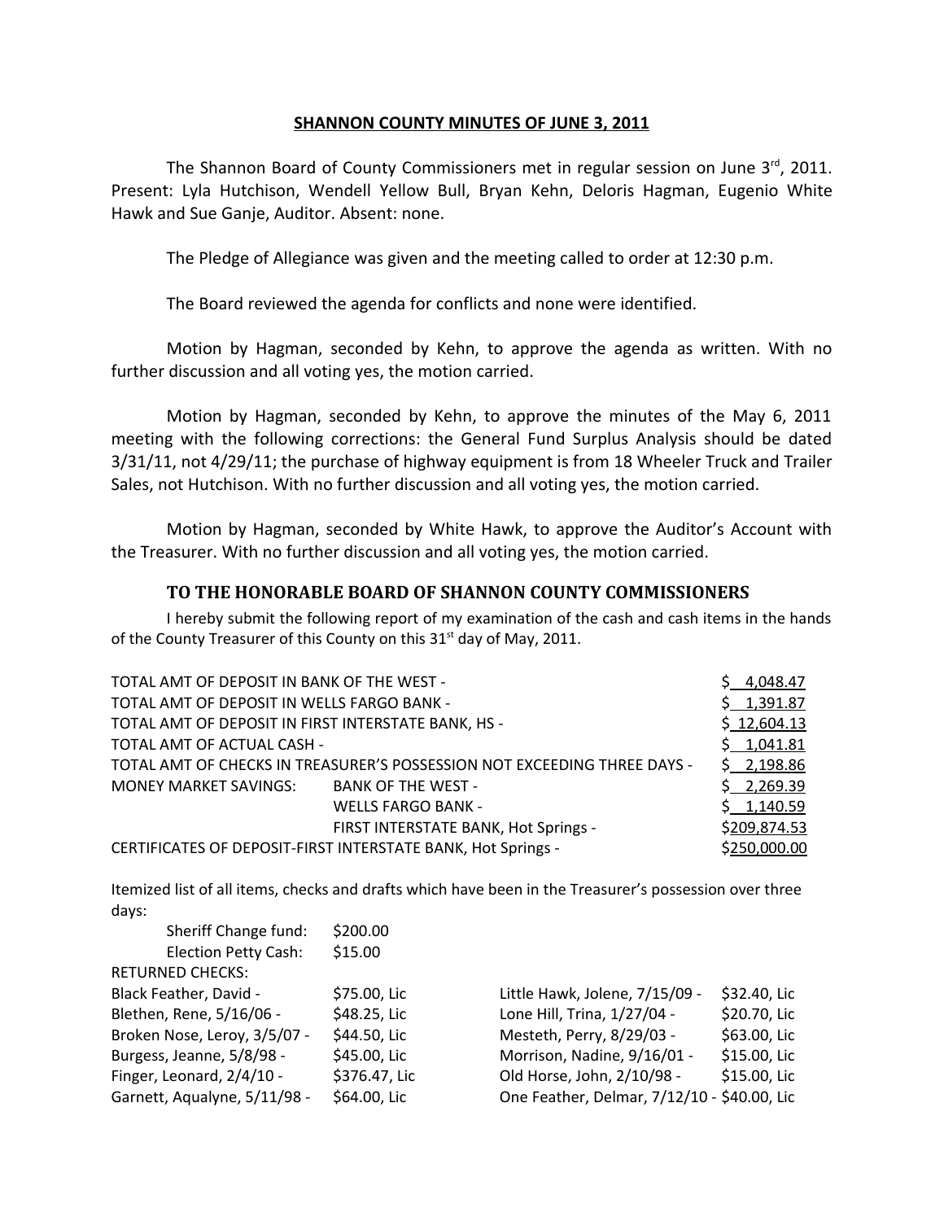# SHANNON COUNTY MINUTES OF JUNE 3, 2011

The Shannon Board of County Commissioners met in regular session on June 3rd, 2011. Present: Lyla Hutchison, Wendell Yellow Bull, Bryan Kehn, Deloris Hagman, Eugenio White Hawk and Sue Ganje, Auditor. Absent: none.

The Pledge of Allegiance was given and the meeting called to order at 12:30 p.m.

The Board reviewed the agenda for conflicts and none were identified.

Motion by Hagman, seconded by Kehn, to approve the agenda as written. With no further discussion and all voting yes, the motion carried.

Motion by Hagman, seconded by Kehn, to approve the minutes of the May 6, 2011 meeting with the following corrections: the General Fund Surplus Analysis should be dated 3/31/11, not 4/29/11; the purchase of highway equipment is from 18 Wheeler Truck and Trailer Sales, not Hutchison. With no further discussion and all voting yes, the motion carried.

Motion by Hagman, seconded by White Hawk, to approve the Auditor's Account with the Treasurer. With no further discussion and all voting yes, the motion carried.

## TO THE HONORABLE BOARD OF SHANNON COUNTY COMMISSIONERS

I hereby submit the following report of my examination of the cash and cash items in the hands of the County Treasurer of this County on this 31st day of May, 2011.

| | | |
|---|---|---|
| TOTAL AMT OF DEPOSIT IN BANK OF THE WEST - | | $ 4,048.47 |
| TOTAL AMT OF DEPOSIT IN WELLS FARGO BANK - | | $ 1,391.87 |
| TOTAL AMT OF DEPOSIT IN FIRST INTERSTATE BANK, HS - | | $ 12,604.13 |
| TOTAL AMT OF ACTUAL CASH - | | $ 1,041.81 |
| TOTAL AMT OF CHECKS IN TREASURER'S POSSESSION NOT EXCEEDING THREE DAYS - | | $ 2,198.86 |
| MONEY MARKET SAVINGS: | BANK OF THE WEST - | $ 2,269.39 |
| | WELLS FARGO BANK - | $ 1,140.59 |
| | FIRST INTERSTATE BANK, Hot Springs - | $209,874.53 |
| CERTIFICATES OF DEPOSIT-FIRST INTERSTATE BANK, Hot Springs - | | $250,000.00 |

Itemized list of all items, checks and drafts which have been in the Treasurer's possession over three days:

Sheriff Change fund: $200.00
Election Petty Cash: $15.00

RETURNED CHECKS:

| | | | |
|---|---|---|---|
| Black Feather, David - | $75.00, Lic | Little Hawk, Jolene, 7/15/09 - | $32.40, Lic |
| Blethen, Rene, 5/16/06 - | $48.25, Lic | Lone Hill, Trina, 1/27/04 - | $20.70, Lic |
| Broken Nose, Leroy, 3/5/07 - | $44.50, Lic | Mesteth, Perry, 8/29/03 - | $63.00, Lic |
| Burgess, Jeanne, 5/8/98 - | $45.00, Lic | Morrison, Nadine, 9/16/01 - | $15.00, Lic |
| Finger, Leonard, 2/4/10 - | $376.47, Lic | Old Horse, John, 2/10/98 - | $15.00, Lic |
| Garnett, Aqualyne, 5/11/98 - | $64.00, Lic | One Feather, Delmar, 7/12/10 - | $40.00, Lic |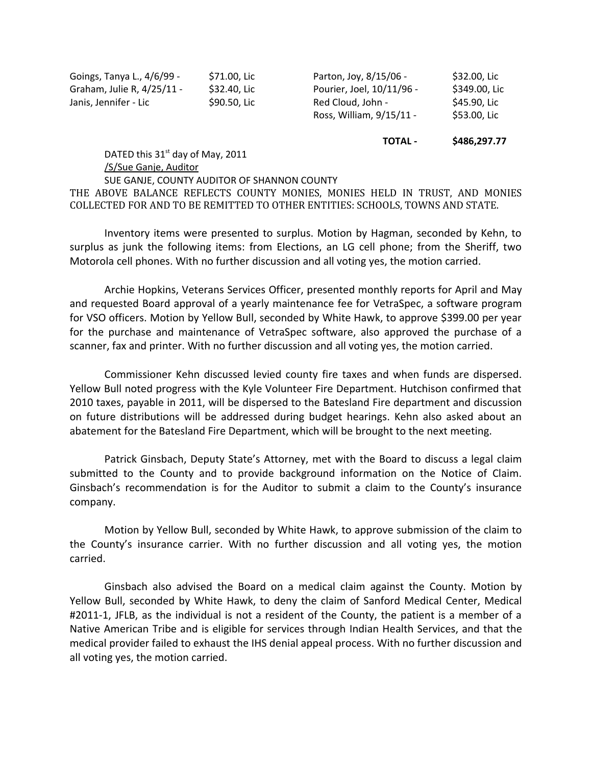| | | | |
|---|---|---|---|
| Goings, Tanya L., 4/6/99 - | $71.00, Lic | Parton, Joy, 8/15/06 - | $32.00, Lic |
| Graham, Julie R, 4/25/11 - | $32.40, Lic | Pourier, Joel, 10/11/96 - | $349.00, Lic |
| Janis, Jennifer - Lic | $90.50, Lic | Red Cloud, John - | $45.90, Lic |
| | | Ross, William, 9/15/11 - | $53.00, Lic |
| | | **TOTAL -** | **$486,297.77** |

DATED this 31st day of May, 2011
/S/Sue Ganje, Auditor
SUE GANJE, COUNTY AUDITOR OF SHANNON COUNTY
THE ABOVE BALANCE REFLECTS COUNTY MONIES, MONIES HELD IN TRUST, AND MONIES COLLECTED FOR AND TO BE REMITTED TO OTHER ENTITIES: SCHOOLS, TOWNS AND STATE.

Inventory items were presented to surplus. Motion by Hagman, seconded by Kehn, to surplus as junk the following items: from Elections, an LG cell phone; from the Sheriff, two Motorola cell phones. With no further discussion and all voting yes, the motion carried.

Archie Hopkins, Veterans Services Officer, presented monthly reports for April and May and requested Board approval of a yearly maintenance fee for VetraSpec, a software program for VSO officers. Motion by Yellow Bull, seconded by White Hawk, to approve $399.00 per year for the purchase and maintenance of VetraSpec software, also approved the purchase of a scanner, fax and printer. With no further discussion and all voting yes, the motion carried.

Commissioner Kehn discussed levied county fire taxes and when funds are dispersed. Yellow Bull noted progress with the Kyle Volunteer Fire Department. Hutchison confirmed that 2010 taxes, payable in 2011, will be dispersed to the Batesland Fire department and discussion on future distributions will be addressed during budget hearings. Kehn also asked about an abatement for the Batesland Fire Department, which will be brought to the next meeting.

Patrick Ginsbach, Deputy State's Attorney, met with the Board to discuss a legal claim submitted to the County and to provide background information on the Notice of Claim. Ginsbach's recommendation is for the Auditor to submit a claim to the County's insurance company.

Motion by Yellow Bull, seconded by White Hawk, to approve submission of the claim to the County's insurance carrier. With no further discussion and all voting yes, the motion carried.

Ginsbach also advised the Board on a medical claim against the County. Motion by Yellow Bull, seconded by White Hawk, to deny the claim of Sanford Medical Center, Medical #2011-1, JFLB, as the individual is not a resident of the County, the patient is a member of a Native American Tribe and is eligible for services through Indian Health Services, and that the medical provider failed to exhaust the IHS denial appeal process. With no further discussion and all voting yes, the motion carried.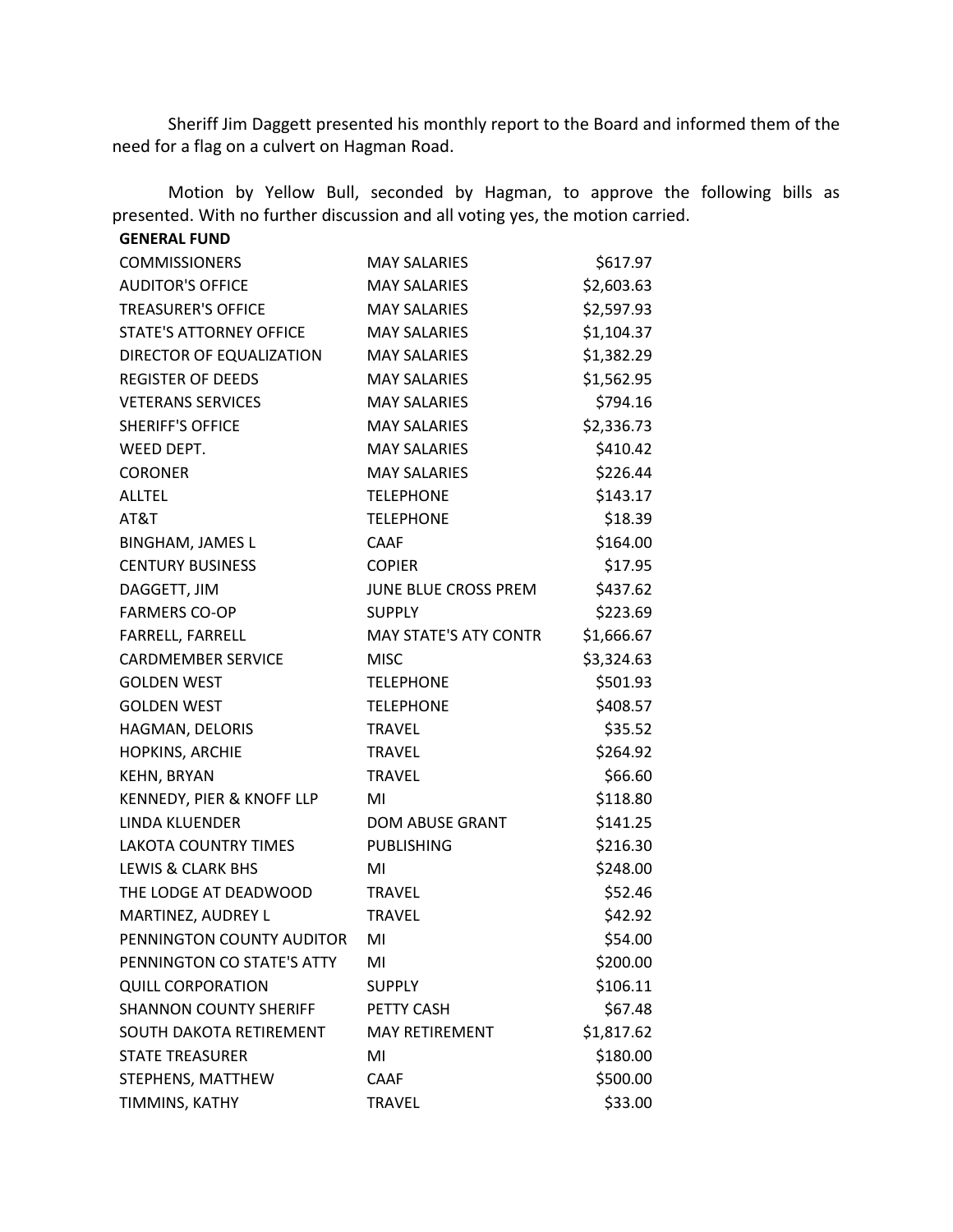Sheriff Jim Daggett presented his monthly report to the Board and informed them of the need for a flag on a culvert on Hagman Road.

Motion by Yellow Bull, seconded by Hagman, to approve the following bills as presented. With no further discussion and all voting yes, the motion carried.

**GENERAL FUND**

| | | |
|---|---|---|
| COMMISSIONERS | MAY SALARIES | $617.97 |
| AUDITOR'S OFFICE | MAY SALARIES | $2,603.63 |
| TREASURER'S OFFICE | MAY SALARIES | $2,597.93 |
| STATE'S ATTORNEY OFFICE | MAY SALARIES | $1,104.37 |
| DIRECTOR OF EQUALIZATION | MAY SALARIES | $1,382.29 |
| REGISTER OF DEEDS | MAY SALARIES | $1,562.95 |
| VETERANS SERVICES | MAY SALARIES | $794.16 |
| SHERIFF'S OFFICE | MAY SALARIES | $2,336.73 |
| WEED DEPT. | MAY SALARIES | $410.42 |
| CORONER | MAY SALARIES | $226.44 |
| ALLTEL | TELEPHONE | $143.17 |
| AT&T | TELEPHONE | $18.39 |
| BINGHAM, JAMES L | CAAF | $164.00 |
| CENTURY BUSINESS | COPIER | $17.95 |
| DAGGETT, JIM | JUNE BLUE CROSS PREM | $437.62 |
| FARMERS CO-OP | SUPPLY | $223.69 |
| FARRELL, FARRELL | MAY STATE'S ATY CONTR | $1,666.67 |
| CARDMEMBER SERVICE | MISC | $3,324.63 |
| GOLDEN WEST | TELEPHONE | $501.93 |
| GOLDEN WEST | TELEPHONE | $408.57 |
| HAGMAN, DELORIS | TRAVEL | $35.52 |
| HOPKINS, ARCHIE | TRAVEL | $264.92 |
| KEHN, BRYAN | TRAVEL | $66.60 |
| KENNEDY, PIER & KNOFF LLP | MI | $118.80 |
| LINDA KLUENDER | DOM ABUSE GRANT | $141.25 |
| LAKOTA COUNTRY TIMES | PUBLISHING | $216.30 |
| LEWIS & CLARK BHS | MI | $248.00 |
| THE LODGE AT DEADWOOD | TRAVEL | $52.46 |
| MARTINEZ, AUDREY L | TRAVEL | $42.92 |
| PENNINGTON COUNTY AUDITOR | MI | $54.00 |
| PENNINGTON CO STATE'S ATTY | MI | $200.00 |
| QUILL CORPORATION | SUPPLY | $106.11 |
| SHANNON COUNTY SHERIFF | PETTY CASH | $67.48 |
| SOUTH DAKOTA RETIREMENT | MAY RETIREMENT | $1,817.62 |
| STATE TREASURER | MI | $180.00 |
| STEPHENS, MATTHEW | CAAF | $500.00 |
| TIMMINS, KATHY | TRAVEL | $33.00 |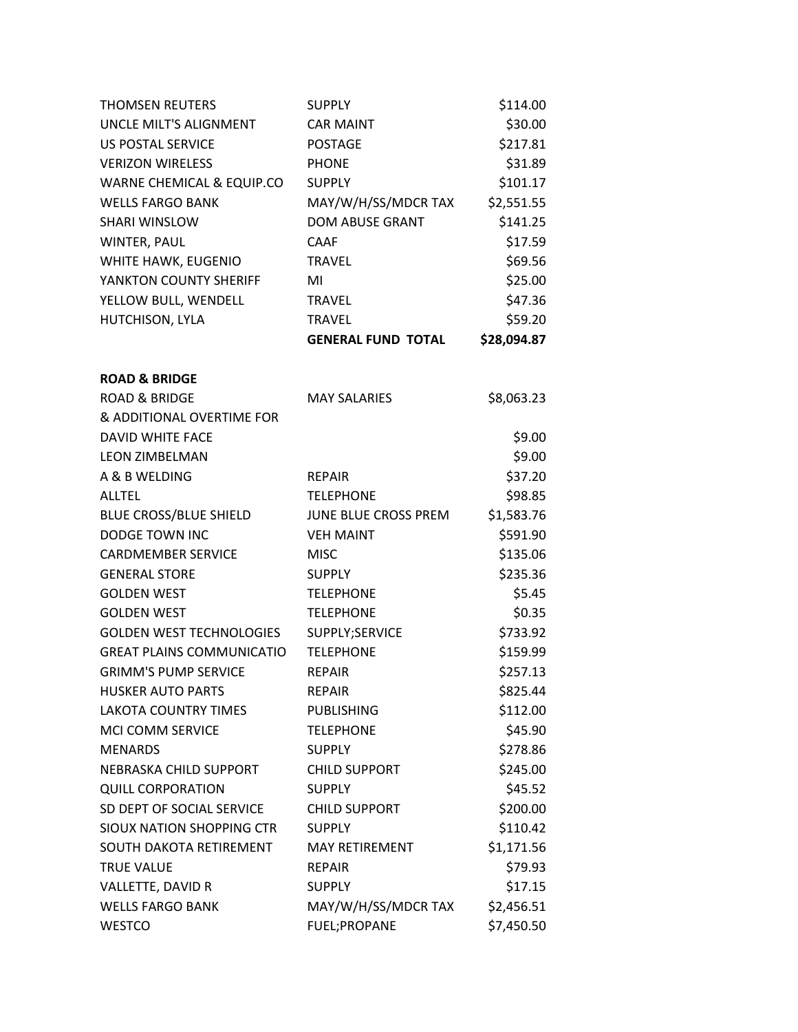| | | |
|---|---|---|
| THOMSEN REUTERS | SUPPLY | $114.00 |
| UNCLE MILT'S ALIGNMENT | CAR MAINT | $30.00 |
| US POSTAL SERVICE | POSTAGE | $217.81 |
| VERIZON WIRELESS | PHONE | $31.89 |
| WARNE CHEMICAL & EQUIP.CO | SUPPLY | $101.17 |
| WELLS FARGO BANK | MAY/W/H/SS/MDCR TAX | $2,551.55 |
| SHARI WINSLOW | DOM ABUSE GRANT | $141.25 |
| WINTER, PAUL | CAAF | $17.59 |
| WHITE HAWK, EUGENIO | TRAVEL | $69.56 |
| YANKTON COUNTY SHERIFF | MI | $25.00 |
| YELLOW BULL, WENDELL | TRAVEL | $47.36 |
| HUTCHISON, LYLA | TRAVEL | $59.20 |
| | **GENERAL FUND TOTAL** | **$28,094.87** |

**ROAD & BRIDGE**

| | | |
|---|---|---|
| ROAD & BRIDGE | MAY SALARIES | $8,063.23 |
| & ADDITIONAL OVERTIME FOR | | |
| DAVID WHITE FACE | | $9.00 |
| LEON ZIMBELMAN | | $9.00 |
| A & B WELDING | REPAIR | $37.20 |
| ALLTEL | TELEPHONE | $98.85 |
| BLUE CROSS/BLUE SHIELD | JUNE BLUE CROSS PREM | $1,583.76 |
| DODGE TOWN INC | VEH MAINT | $591.90 |
| CARDMEMBER SERVICE | MISC | $135.06 |
| GENERAL STORE | SUPPLY | $235.36 |
| GOLDEN WEST | TELEPHONE | $5.45 |
| GOLDEN WEST | TELEPHONE | $0.35 |
| GOLDEN WEST TECHNOLOGIES | SUPPLY;SERVICE | $733.92 |
| GREAT PLAINS COMMUNICATIO | TELEPHONE | $159.99 |
| GRIMM'S PUMP SERVICE | REPAIR | $257.13 |
| HUSKER AUTO PARTS | REPAIR | $825.44 |
| LAKOTA COUNTRY TIMES | PUBLISHING | $112.00 |
| MCI COMM SERVICE | TELEPHONE | $45.90 |
| MENARDS | SUPPLY | $278.86 |
| NEBRASKA CHILD SUPPORT | CHILD SUPPORT | $245.00 |
| QUILL CORPORATION | SUPPLY | $45.52 |
| SD DEPT OF SOCIAL SERVICE | CHILD SUPPORT | $200.00 |
| SIOUX NATION SHOPPING CTR | SUPPLY | $110.42 |
| SOUTH DAKOTA RETIREMENT | MAY RETIREMENT | $1,171.56 |
| TRUE VALUE | REPAIR | $79.93 |
| VALLETTE, DAVID R | SUPPLY | $17.15 |
| WELLS FARGO BANK | MAY/W/H/SS/MDCR TAX | $2,456.51 |
| WESTCO | FUEL;PROPANE | $7,450.50 |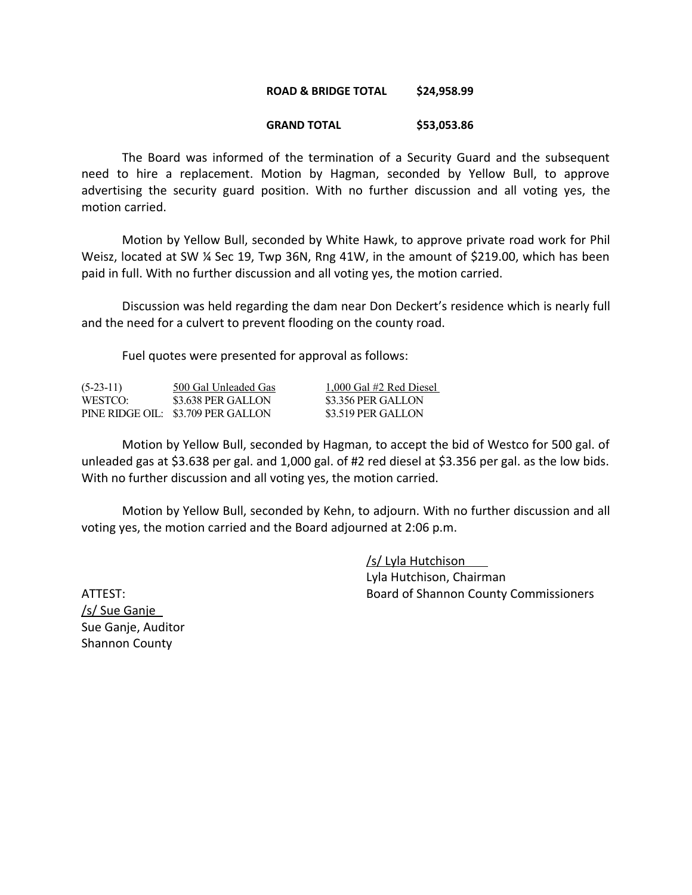**ROAD & BRIDGE TOTAL $24,958.99**

**GRAND TOTAL $53,053.86**

The Board was informed of the termination of a Security Guard and the subsequent need to hire a replacement. Motion by Hagman, seconded by Yellow Bull, to approve advertising the security guard position. With no further discussion and all voting yes, the motion carried.

Motion by Yellow Bull, seconded by White Hawk, to approve private road work for Phil Weisz, located at SW ¼ Sec 19, Twp 36N, Rng 41W, in the amount of $219.00, which has been paid in full. With no further discussion and all voting yes, the motion carried.

Discussion was held regarding the dam near Don Deckert's residence which is nearly full and the need for a culvert to prevent flooding on the county road.

Fuel quotes were presented for approval as follows:

| (5-23-11) | 500 Gal Unleaded Gas | 1,000 Gal #2 Red Diesel |
|---|---|---|
| WESTCO: | $3.638 PER GALLON | $3.356 PER GALLON |
| PINE RIDGE OIL: | $3.709 PER GALLON | $3.519 PER GALLON |

Motion by Yellow Bull, seconded by Hagman, to accept the bid of Westco for 500 gal. of unleaded gas at $3.638 per gal. and 1,000 gal. of #2 red diesel at $3.356 per gal. as the low bids. With no further discussion and all voting yes, the motion carried.

Motion by Yellow Bull, seconded by Kehn, to adjourn. With no further discussion and all voting yes, the motion carried and the Board adjourned at 2:06 p.m.

/s/ Lyla Hutchison
Lyla Hutchison, Chairman
Board of Shannon County Commissioners

ATTEST:
/s/ Sue Ganje
Sue Ganje, Auditor
Shannon County